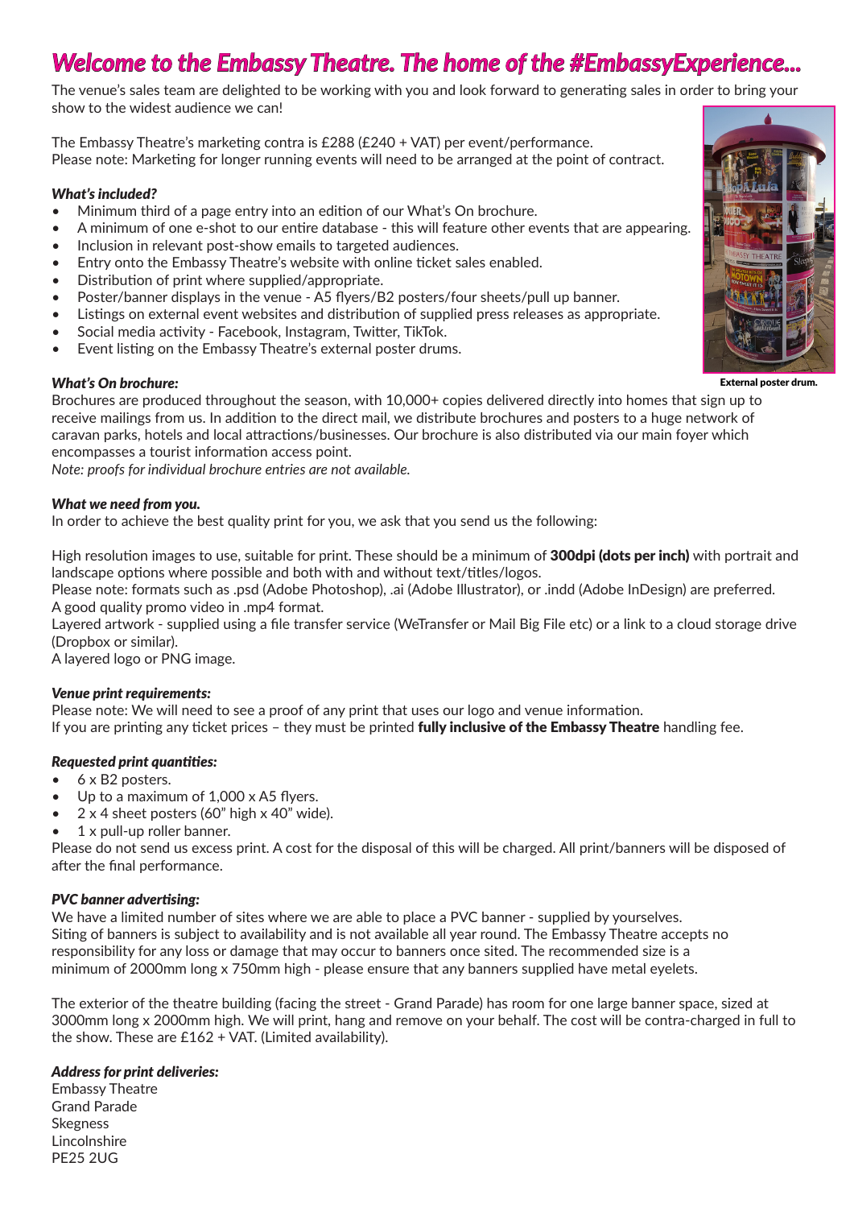# Welcome to the Embassy Theatre. The home of the #EmbassyExperience...

The venue's sales team are delighted to be working with you and look forward to generating sales in order to bring your show to the widest audience we can!

The Embassy Theatre's marketing contra is £288 (£240 + VAT) per event/performance.
Please note: Marketing for longer running events will need to be arranged at the point of contract.

### *What's included?*

- Minimum third of a page entry into an edition of our What's On brochure.
- A minimum of one e-shot to our entire database - this will feature other events that are appearing.
- Inclusion in relevant post-show emails to targeted audiences.
- Entry onto the Embassy Theatre's website with online ticket sales enabled.
- Distribution of print where supplied/appropriate.
- Poster/banner displays in the venue - A5 flyers/B2 posters/four sheets/pull up banner.
- Listings on external event websites and distribution of supplied press releases as appropriate.
- Social media activity - Facebook, Instagram, Twitter, TikTok.
- Event listing on the Embassy Theatre's external poster drums.

External poster drum.

### *What's On brochure:*

Brochures are produced throughout the season, with 10,000+ copies delivered directly into homes that sign up to receive mailings from us. In addition to the direct mail, we distribute brochures and posters to a huge network of caravan parks, hotels and local attractions/businesses. Our brochure is also distributed via our main foyer which encompasses a tourist information access point.
*Note: proofs for individual brochure entries are not available.*

### *What we need from you.*

In order to achieve the best quality print for you, we ask that you send us the following:

High resolution images to use, suitable for print. These should be a minimum of **300dpi (dots per inch)** with portrait and landscape options where possible and both with and without text/titles/logos.
Please note: formats such as .psd (Adobe Photoshop), .ai (Adobe Illustrator), or .indd (Adobe InDesign) are preferred.
A good quality promo video in .mp4 format.
Layered artwork - supplied using a file transfer service (WeTransfer or Mail Big File etc) or a link to a cloud storage drive (Dropbox or similar).
A layered logo or PNG image.

### *Venue print requirements:*

Please note: We will need to see a proof of any print that uses our logo and venue information.
If you are printing any ticket prices – they must be printed **fully inclusive of the Embassy Theatre** handling fee.

### *Requested print quantities:*

- 6 x B2 posters.
- Up to a maximum of 1,000 x A5 flyers.
- 2 x 4 sheet posters (60" high x 40" wide).
- 1 x pull-up roller banner.

Please do not send us excess print. A cost for the disposal of this will be charged. All print/banners will be disposed of after the final performance.

### *PVC banner advertising:*

We have a limited number of sites where we are able to place a PVC banner - supplied by yourselves.
Siting of banners is subject to availability and is not available all year round. The Embassy Theatre accepts no responsibility for any loss or damage that may occur to banners once sited. The recommended size is a minimum of 2000mm long x 750mm high - please ensure that any banners supplied have metal eyelets.

The exterior of the theatre building (facing the street - Grand Parade) has room for one large banner space, sized at 3000mm long x 2000mm high. We will print, hang and remove on your behalf. The cost will be contra-charged in full to the show. These are £162 + VAT. (Limited availability).

### *Address for print deliveries:*

Embassy Theatre
Grand Parade
Skegness
Lincolnshire
PE25 2UG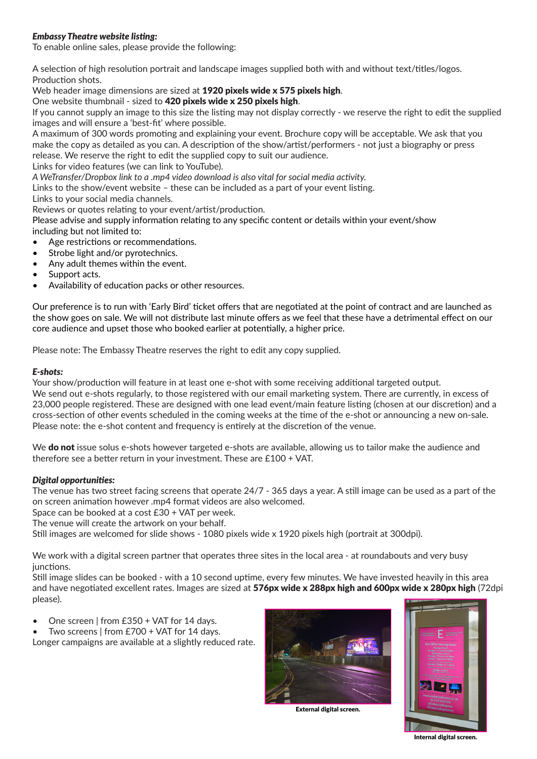***Embassy Theatre website listing:***

To enable online sales, please provide the following:

A selection of high resolution portrait and landscape images supplied both with and without text/titles/logos.
Production shots.
Web header image dimensions are sized at **1920 pixels wide x 575 pixels high**.
One website thumbnail - sized to **420 pixels wide x 250 pixels high**.
If you cannot supply an image to this size the listing may not display correctly - we reserve the right to edit the supplied images and will ensure a 'best-fit' where possible.
A maximum of 300 words promoting and explaining your event. Brochure copy will be acceptable. We ask that you make the copy as detailed as you can. A description of the show/artist/performers - not just a biography or press release. We reserve the right to edit the supplied copy to suit our audience.
Links for video features (we can link to YouTube).
*A WeTransfer/Dropbox link to a .mp4 video download is also vital for social media activity.*
Links to the show/event website – these can be included as a part of your event listing.
Links to your social media channels.
Reviews or quotes relating to your event/artist/production.
Please advise and supply information relating to any specific content or details within your event/show including but not limited to:

- Age restrictions or recommendations.
- Strobe light and/or pyrotechnics.
- Any adult themes within the event.
- Support acts.
- Availability of education packs or other resources.

Our preference is to run with 'Early Bird' ticket offers that are negotiated at the point of contract and are launched as the show goes on sale. We will not distribute last minute offers as we feel that these have a detrimental effect on our core audience and upset those who booked earlier at potentially, a higher price.

Please note: The Embassy Theatre reserves the right to edit any copy supplied.

***E-shots:***

Your show/production will feature in at least one e-shot with some receiving additional targeted output.
We send out e-shots regularly, to those registered with our email marketing system. There are currently, in excess of 23,000 people registered. These are designed with one lead event/main feature listing (chosen at our discretion) and a cross-section of other events scheduled in the coming weeks at the time of the e-shot or announcing a new on-sale.
Please note: the e-shot content and frequency is entirely at the discretion of the venue.

We **do not** issue solus e-shots however targeted e-shots are available, allowing us to tailor make the audience and therefore see a better return in your investment. These are £100 + VAT.

***Digital opportunities:***

The venue has two street facing screens that operate 24/7 - 365 days a year. A still image can be used as a part of the on screen animation however .mp4 format videos are also welcomed.
Space can be booked at a cost £30 + VAT per week.
The venue will create the artwork on your behalf.
Still images are welcomed for slide shows - 1080 pixels wide x 1920 pixels high (portrait at 300dpi).

We work with a digital screen partner that operates three sites in the local area - at roundabouts and very busy junctions.
Still image slides can be booked - with a 10 second uptime, every few minutes. We have invested heavily in this area and have negotiated excellent rates. Images are sized at **576px wide x 288px high and 600px wide x 280px high** (72dpi please).

- One screen | from £350 + VAT for 14 days.
- Two screens | from £700 + VAT for 14 days.

Longer campaigns are available at a slightly reduced rate.

**External digital screen.**

**Internal digital screen.**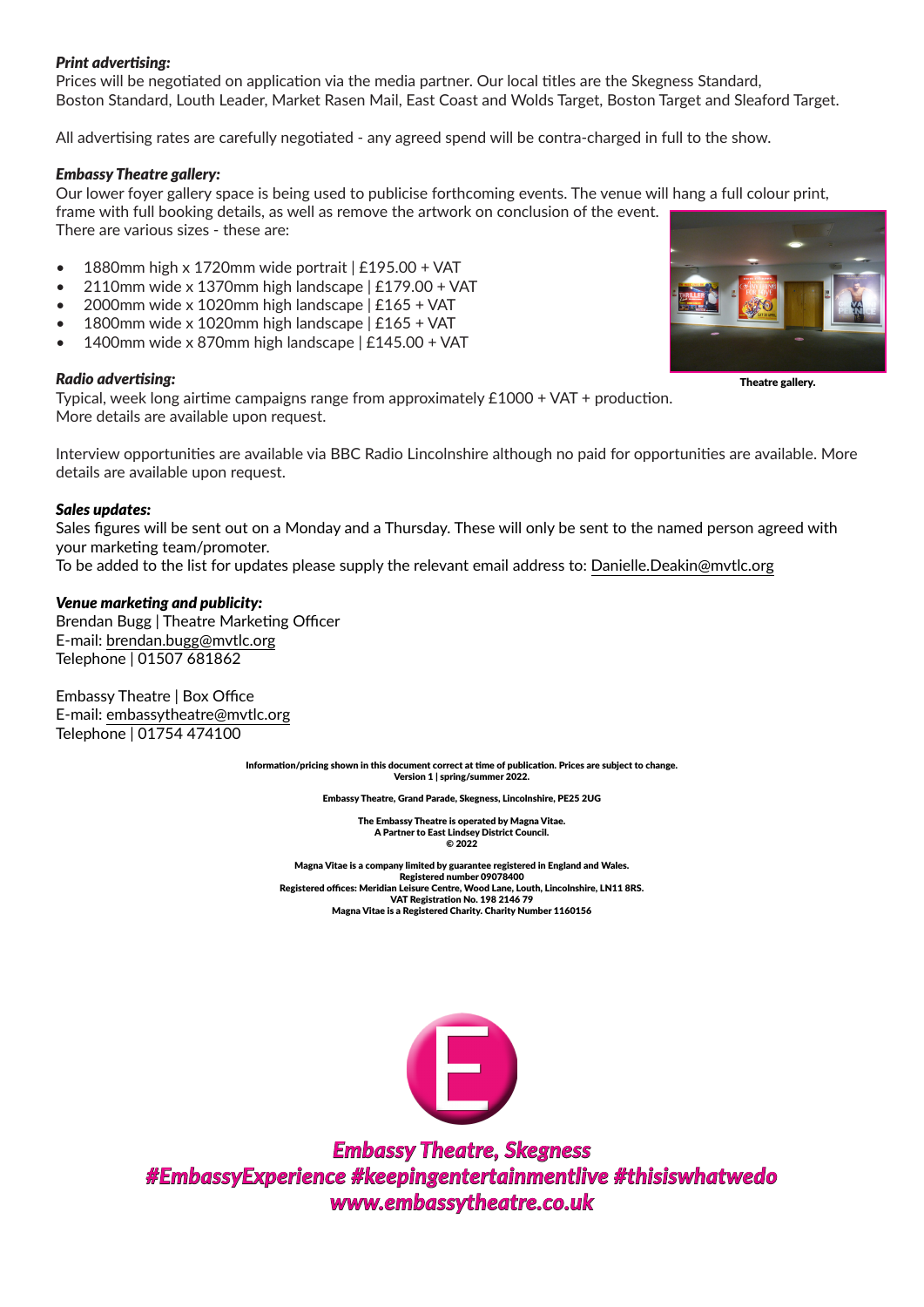*Print advertising:*

Prices will be negotiated on application via the media partner. Our local titles are the Skegness Standard, Boston Standard, Louth Leader, Market Rasen Mail, East Coast and Wolds Target, Boston Target and Sleaford Target.

All advertising rates are carefully negotiated - any agreed spend will be contra-charged in full to the show.

*Embassy Theatre gallery:*

Our lower foyer gallery space is being used to publicise forthcoming events. The venue will hang a full colour print, frame with full booking details, as well as remove the artwork on conclusion of the event.
There are various sizes - these are:

- 1880mm high x 1720mm wide portrait | £195.00 + VAT
- 2110mm wide x 1370mm high landscape | £179.00 + VAT
- 2000mm wide x 1020mm high landscape | £165 + VAT
- 1800mm wide x 1020mm high landscape | £165 + VAT
- 1400mm wide x 870mm high landscape | £145.00 + VAT

Theatre gallery.

*Radio advertising:*

Typical, week long airtime campaigns range from approximately £1000 + VAT + production.
More details are available upon request.

Interview opportunities are available via BBC Radio Lincolnshire although no paid for opportunities are available. More details are available upon request.

*Sales updates:*

Sales figures will be sent out on a Monday and a Thursday. These will only be sent to the named person agreed with your marketing team/promoter.
To be added to the list for updates please supply the relevant email address to: Danielle.Deakin@mvtlc.org

*Venue marketing and publicity:*

Brendan Bugg | Theatre Marketing Officer
E-mail: brendan.bugg@mvtlc.org
Telephone | 01507 681862

Embassy Theatre | Box Office
E-mail: embassytheatre@mvtlc.org
Telephone | 01754 474100

**Information/pricing shown in this document correct at time of publication. Prices are subject to change.**
**Version 1 | spring/summer 2022.**

**Embassy Theatre, Grand Parade, Skegness, Lincolnshire, PE25 2UG**

**The Embassy Theatre is operated by Magna Vitae.**
**A Partner to East Lindsey District Council.**
**© 2022**

**Magna Vitae is a company limited by guarantee registered in England and Wales.**
**Registered number 09078400**
**Registered offices: Meridian Leisure Centre, Wood Lane, Louth, Lincolnshire, LN11 8RS.**
**VAT Registration No. 198 2146 79**
**Magna Vitae is a Registered Charity. Charity Number 1160156**

***Embassy Theatre, Skegness***
***#EmbassyExperience #keepingentertainmentlive #thisiswhatwedo***
***www.embassytheatre.co.uk***